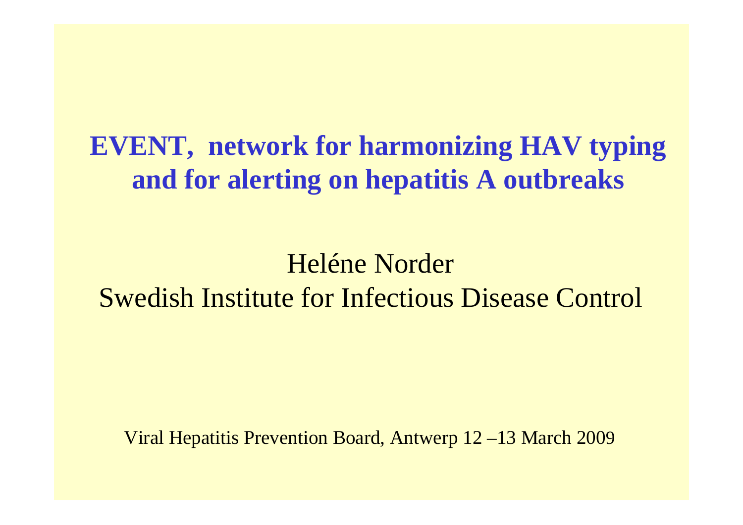# EVENT, network for harmonizing HAV typing and for alerting on hepatitis A outbreaks

Heléne Norder

Swedish Institute for Infectious Disease Control

Viral Hepatitis Prevention Board, Antwerp 12 –13 March 2009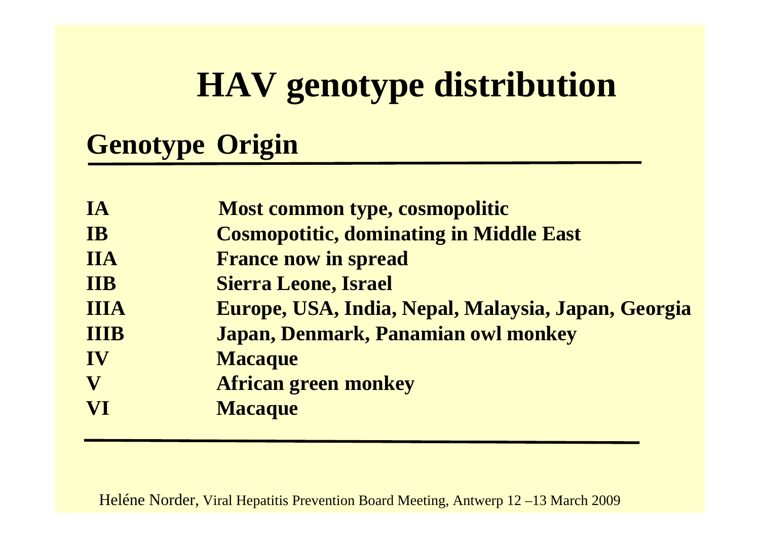# HAV genotype distribution

| Genotype | Origin |
| --- | --- |
| IA | Most common type, cosmopolitic |
| IB | Cosmopotitic, dominating in Middle East |
| IIA | France now in spread |
| IIB | Sierra Leone, Israel |
| IIIA | Europe, USA, India, Nepal, Malaysia, Japan, Georgia |
| IIIB | Japan, Denmark, Panamian owl monkey |
| IV | Macaque |
| V | African green monkey |
| VI | Macaque |

Heléne Norder, Viral Hepatitis Prevention Board Meeting, Antwerp 12 –13 March 2009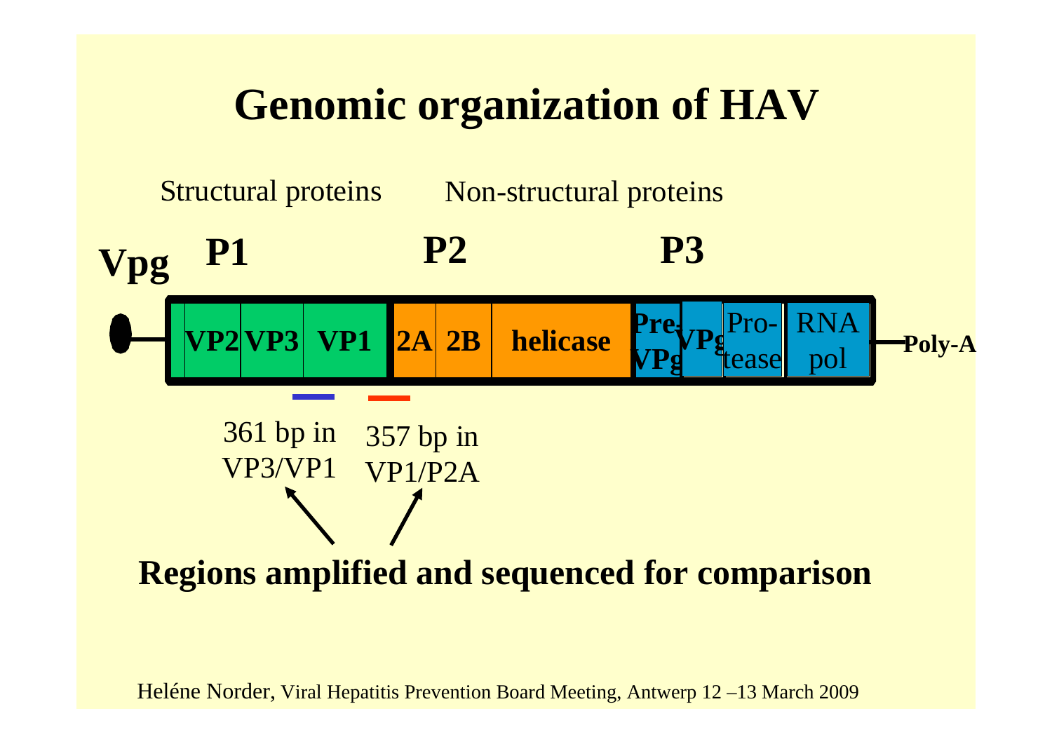# Genomic organization of HAV

Structural proteins | Non-structural proteins

**Vpg** **P1** **P2** **P3**

| VP2 | VP3 | VP1 | 2A | 2B | helicase | Pre-VPg | VPg | Pro-tease | RNA pol |
|---|---|---|---|---|---|---|---|---|---|

**Poly-A**

361 bp in VP3/VP1

357 bp in VP1/P2A

**Regions amplified and sequenced for comparison**

Heléne Norder, Viral Hepatitis Prevention Board Meeting, Antwerp 12 –13 March 2009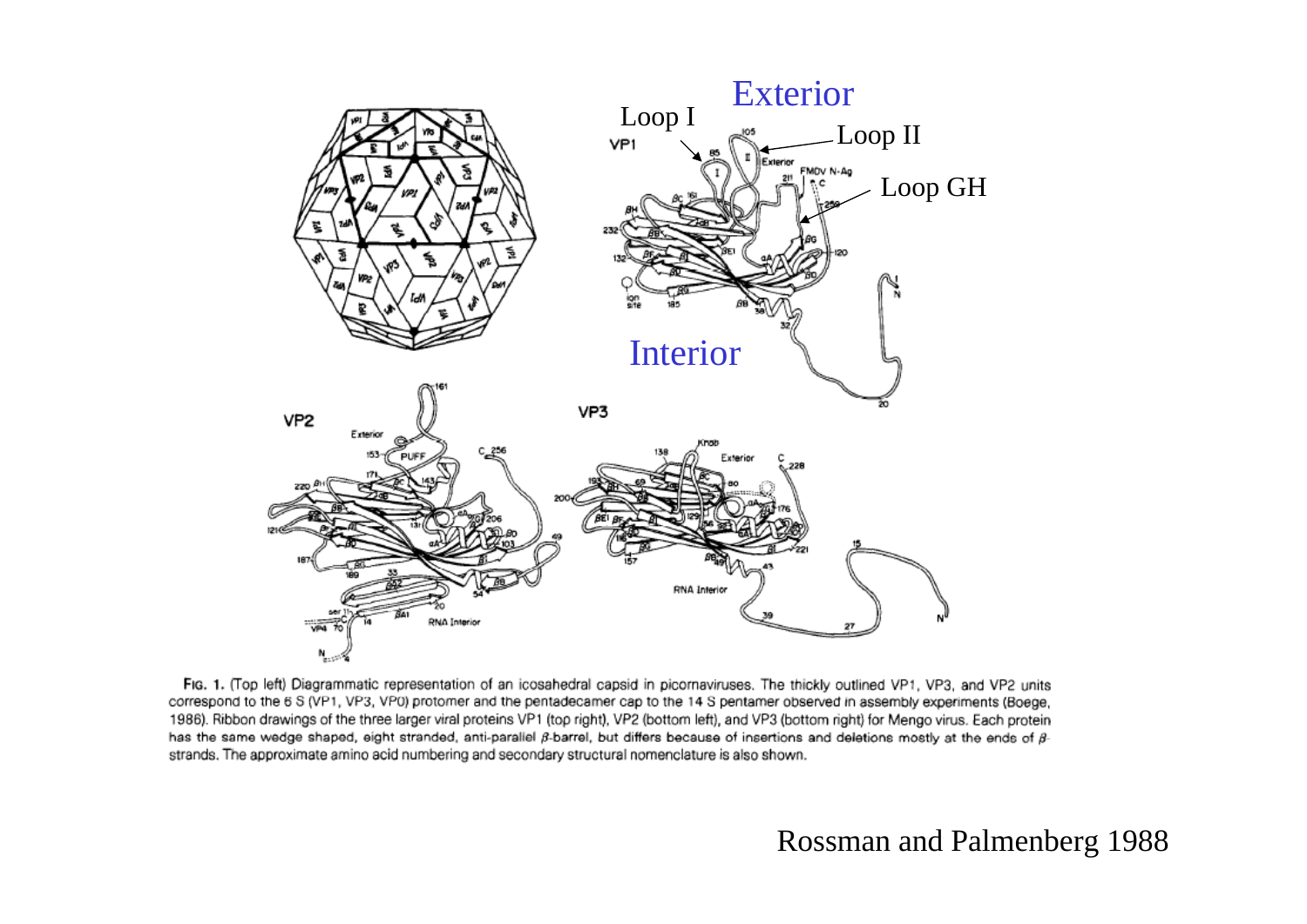FIG. 1. (Top left) Diagrammatic representation of an icosahedral capsid in picornaviruses. The thickly outlined VP1, VP3, and VP2 units correspond to the 6 S (VP1, VP3, VP0) protomer and the pentadecamer cap to the 14 S pentamer observed in assembly experiments (Boege, 1986). Ribbon drawings of the three larger viral proteins VP1 (top right), VP2 (bottom left), and VP3 (bottom right) for Mengo virus. Each protein has the same wedge shaped, eight stranded, anti-parallel $\beta$-barrel, but differs because of insertions and deletions mostly at the ends of $\beta$-strands. The approximate amino acid numbering and secondary structural nomenclature is also shown.

Rossman and Palmenberg 1988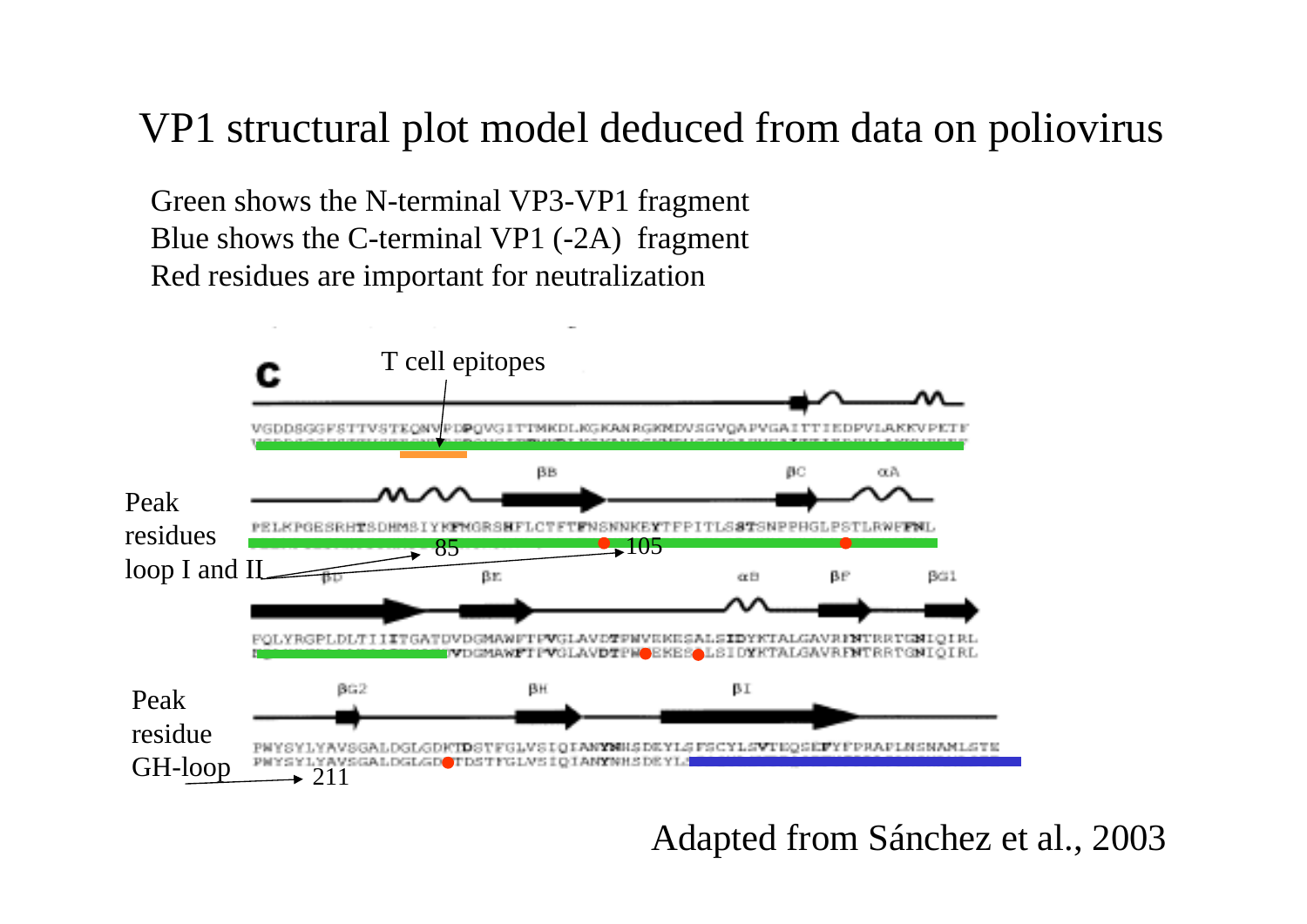# VP1 structural plot model deduced from data on poliovirus

Green shows the N-terminal VP3-VP1 fragment
Blue shows the C-terminal VP1 (-2A) fragment
Red residues are important for neutralization

C

T cell epitopes

VGDDSGGFSTTVSTEQNVPDPQVGITTMKDLKGKANRGKMDVSGVQAPVGAITTIEDPVLAKKVPETF

βB βC αA

Peak residues loop I and II

PELKPGESRHTSDHMSIYKFMGRSHFLCTFTFNSNNKEYTFPITLSSTSNPPHGLPSTLRWFFNL

85 105

βD βE αB βF βG1

FQLYRGPLDLTIIITGATDVDGMAWFTPVGLAVDTPWVEKESALSIDYKTALGAVRFNTRRTGNIQIRL

VDGMAWFTPVGLAVDTPWVEKESALSIDYKTALGAVRFNTRRTGNIQIRL

βG2 βH βI

Peak residue GH-loop

PWYSYLYAVSGALDGLGDKTDSTFGLVSIQIANYNHSDEYLSFSCYLSVTEQSEFYFPRAPLNSNAMLSTE

PWYSYLYAVSGALDGLGDKTDSTFGLVSIQIANYNHSDEYLS

211

Adapted from Sánchez et al., 2003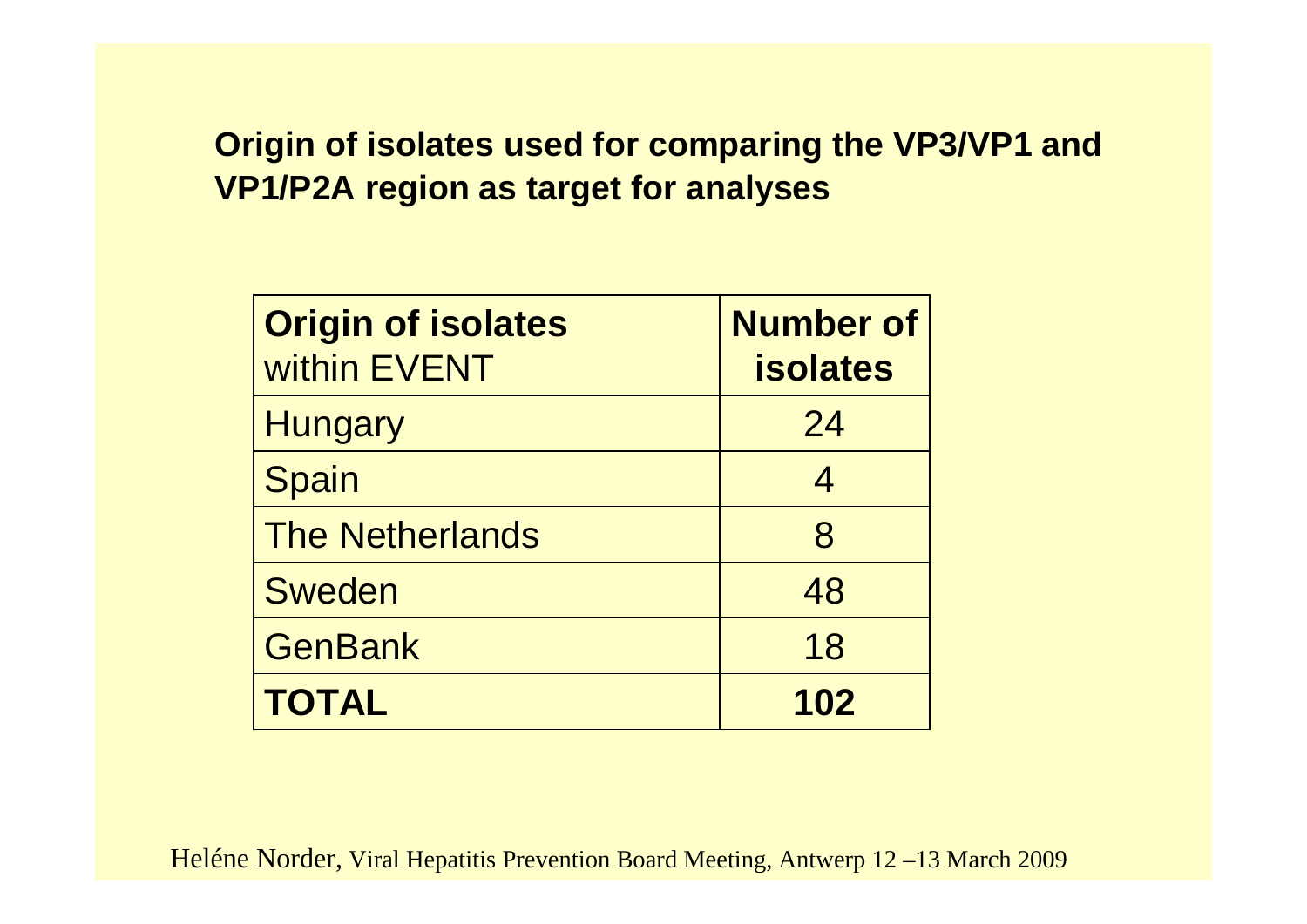## Origin of isolates used for comparing the VP3/VP1 and VP1/P2A region as target for analyses

| **Origin of isolates** within EVENT | **Number of isolates** |
| --- | --- |
| Hungary | 24 |
| Spain | 4 |
| The Netherlands | 8 |
| Sweden | 48 |
| GenBank | 18 |
| **TOTAL** | **102** |

Heléne Norder, Viral Hepatitis Prevention Board Meeting, Antwerp 12 –13 March 2009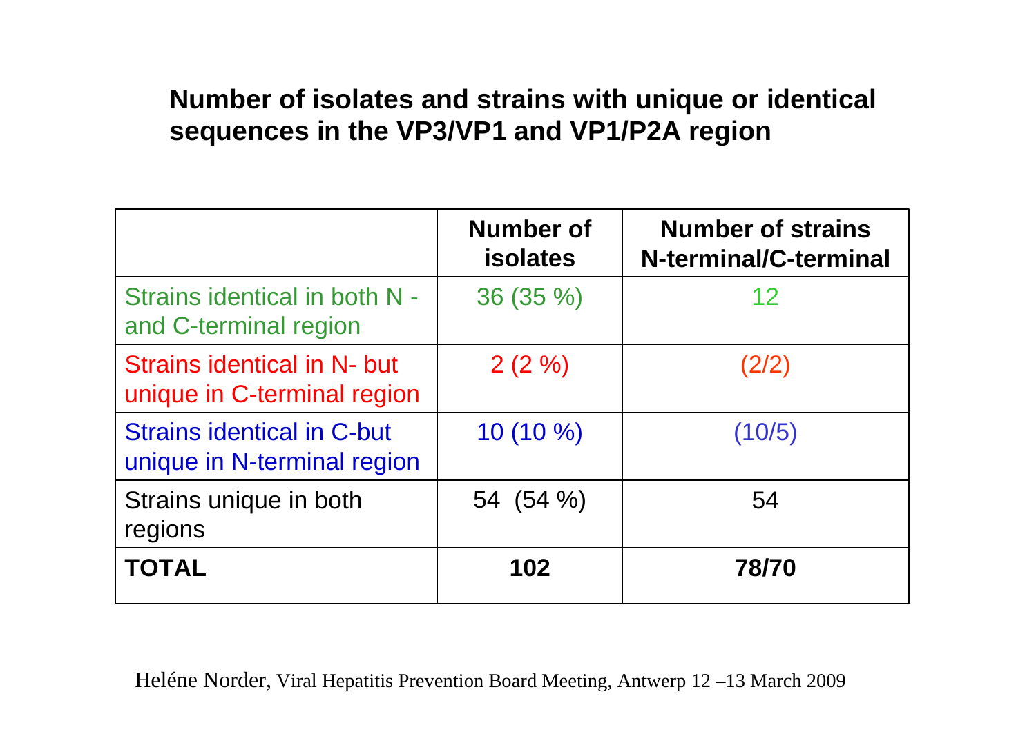## Number of isolates and strains with unique or identical sequences in the VP3/VP1 and VP1/P2A region

| | Number of isolates | Number of strains N-terminal/C-terminal |
|---|---|---|
| Strains identical in both N - and C-terminal region | 36 (35 %) | 12 |
| Strains identical in N- but unique in C-terminal region | 2 (2 %) | (2/2) |
| Strains identical in C-but unique in N-terminal region | 10 (10 %) | (10/5) |
| Strains unique in both regions | 54 (54 %) | 54 |
| **TOTAL** | **102** | **78/70** |

Heléne Norder, Viral Hepatitis Prevention Board Meeting, Antwerp 12 –13 March 2009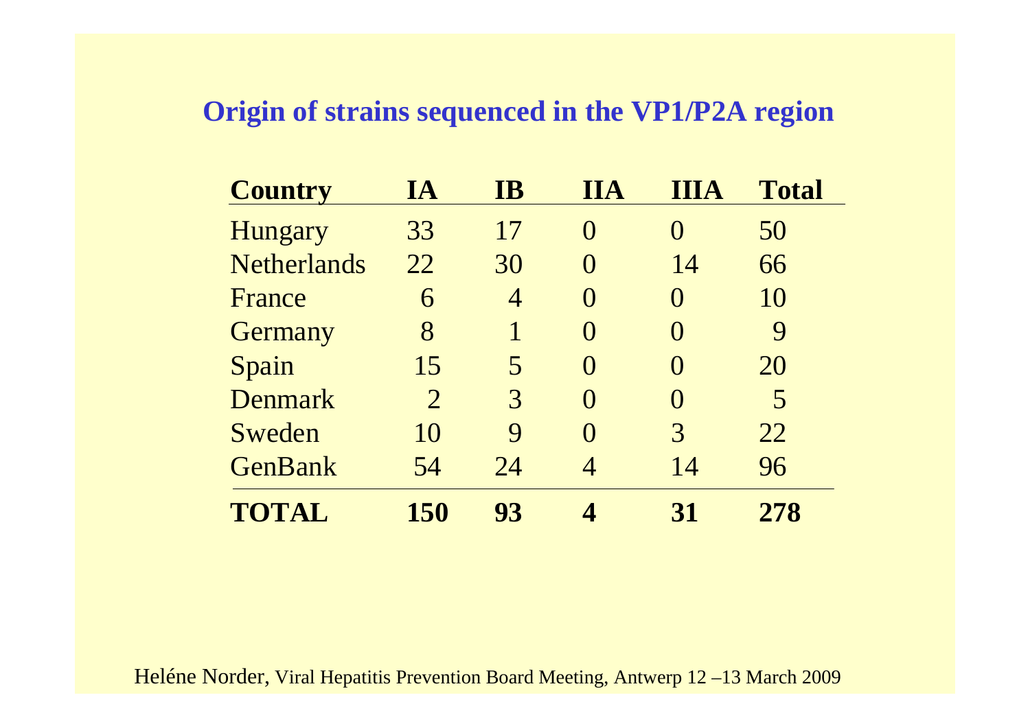## Origin of strains sequenced in the VP1/P2A region

| Country | IA | IB | IIA | IIIA | Total |
|---|---|---|---|---|---|
| Hungary | 33 | 17 | 0 | 0 | 50 |
| Netherlands | 22 | 30 | 0 | 14 | 66 |
| France | 6 | 4 | 0 | 0 | 10 |
| Germany | 8 | 1 | 0 | 0 | 9 |
| Spain | 15 | 5 | 0 | 0 | 20 |
| Denmark | 2 | 3 | 0 | 0 | 5 |
| Sweden | 10 | 9 | 0 | 3 | 22 |
| GenBank | 54 | 24 | 4 | 14 | 96 |
| **TOTAL** | **150** | **93** | **4** | **31** | **278** |

Heléne Norder, Viral Hepatitis Prevention Board Meeting, Antwerp 12 –13 March 2009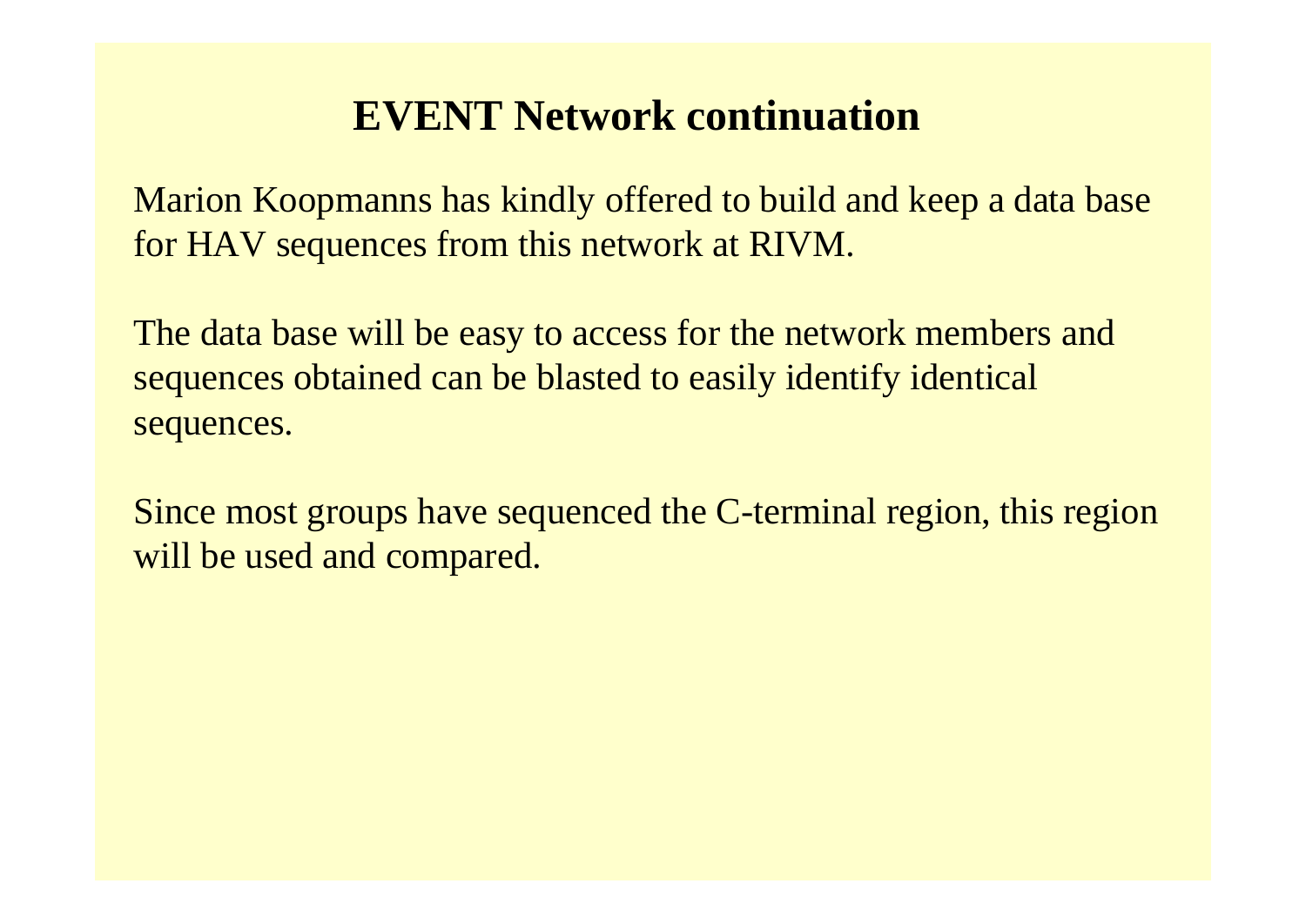# EVENT Network continuation

Marion Koopmanns has kindly offered to build and keep a data base for HAV sequences from this network at RIVM.

The data base will be easy to access for the network members and sequences obtained can be blasted to easily identify identical sequences.

Since most groups have sequenced the C-terminal region, this region will be used and compared.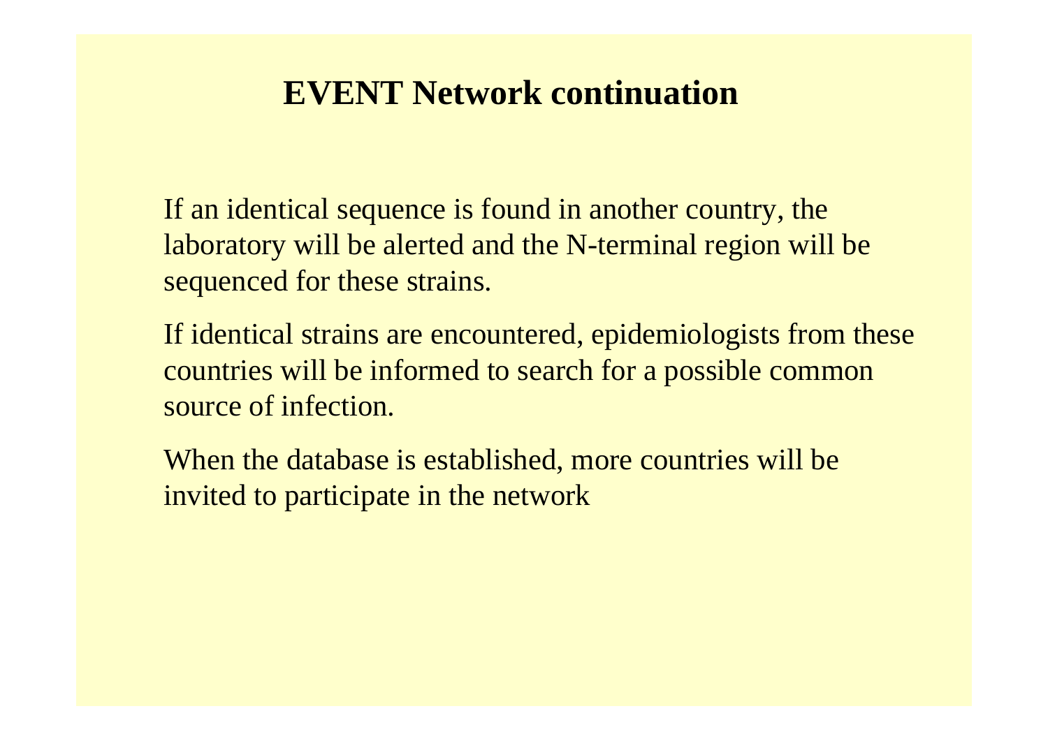# EVENT Network continuation

If an identical sequence is found in another country, the laboratory will be alerted and the N-terminal region will be sequenced for these strains.

If identical strains are encountered, epidemiologists from these countries will be informed to search for a possible common source of infection.

When the database is established, more countries will be invited to participate in the network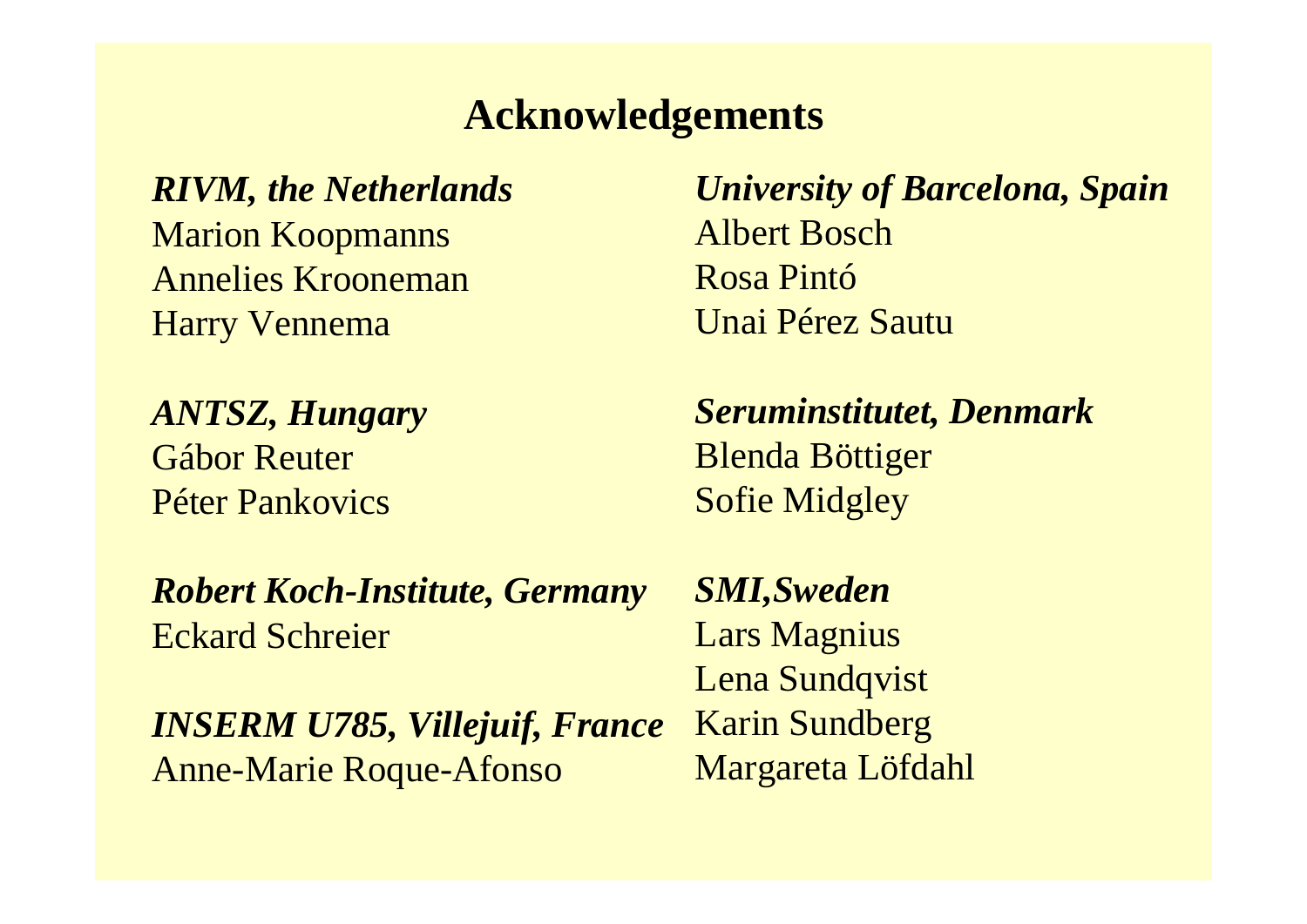# Acknowledgements

***RIVM, the Netherlands***
Marion Koopmanns
Annelies Krooneman
Harry Vennema

***ANTSZ, Hungary***
Gábor Reuter
Péter Pankovics

***Robert Koch-Institute, Germany***
Eckard Schreier

***INSERM U785, Villejuif, France***
Anne-Marie Roque-Afonso

***University of Barcelona, Spain***
Albert Bosch
Rosa Pintó
Unai Pérez Sautu

***Seruminstitutet, Denmark***
Blenda Böttiger
Sofie Midgley

***SMI,Sweden***
Lars Magnius
Lena Sundqvist
Karin Sundberg
Margareta Löfdahl